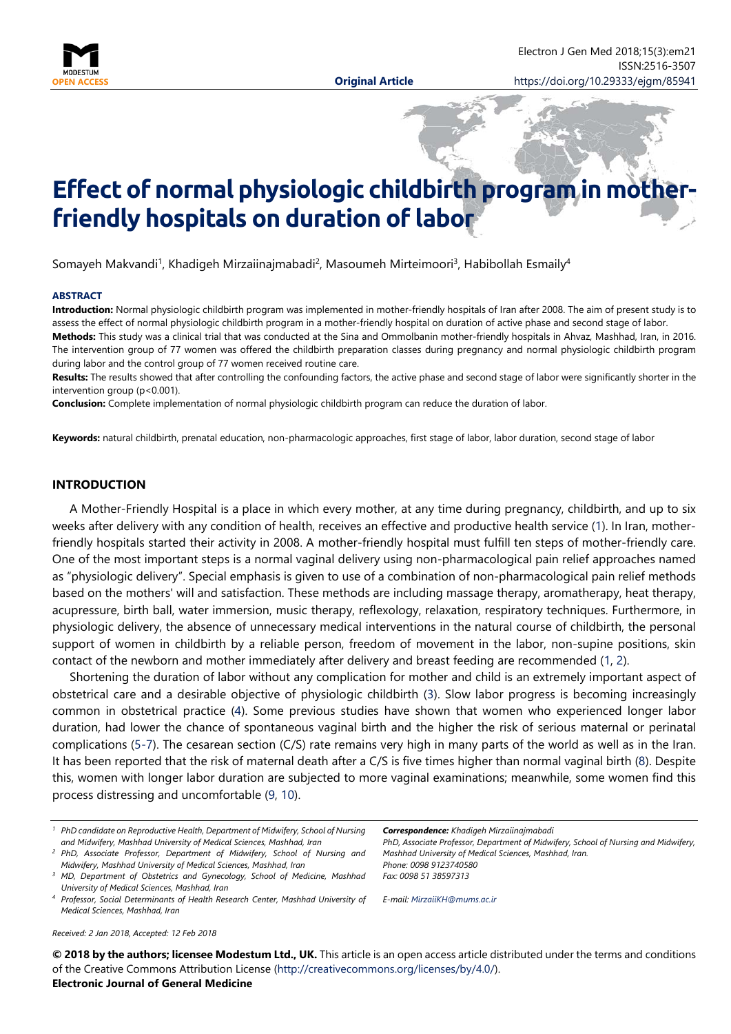**Original Article**

# Effect of normal physiologic childbirth program in mother-friendly hospitals on duration of labor

Somayeh Makvandi[1], Khadigeh Mirzaiinajmabadi[2], Masoumeh Mirteimoori[3], Habibollah Esmaily[4]

### ABSTRACT

**Introduction:** Normal physiologic childbirth program was implemented in mother-friendly hospitals of Iran after 2008. The aim of present study is to assess the effect of normal physiologic childbirth program in a mother-friendly hospital on duration of active phase and second stage of labor.

**Methods:** This study was a clinical trial that was conducted at the Sina and Ommolbanin mother-friendly hospitals in Ahvaz, Mashhad, Iran, in 2016. The intervention group of 77 women was offered the childbirth preparation classes during pregnancy and normal physiologic childbirth program during labor and the control group of 77 women received routine care.

**Results:** The results showed that after controlling the confounding factors, the active phase and second stage of labor were significantly shorter in the intervention group (p<0.001).

**Conclusion:** Complete implementation of normal physiologic childbirth program can reduce the duration of labor.

**Keywords:** natural childbirth, prenatal education, non-pharmacologic approaches, first stage of labor, labor duration, second stage of labor

## INTRODUCTION

A Mother-Friendly Hospital is a place in which every mother, at any time during pregnancy, childbirth, and up to six weeks after delivery with any condition of health, receives an effective and productive health service (1). In Iran, mother-friendly hospitals started their activity in 2008. A mother-friendly hospital must fulfill ten steps of mother-friendly care. One of the most important steps is a normal vaginal delivery using non-pharmacological pain relief approaches named as "physiologic delivery". Special emphasis is given to use of a combination of non-pharmacological pain relief methods based on the mothers' will and satisfaction. These methods are including massage therapy, aromatherapy, heat therapy, acupressure, birth ball, water immersion, music therapy, reflexology, relaxation, respiratory techniques. Furthermore, in physiologic delivery, the absence of unnecessary medical interventions in the natural course of childbirth, the personal support of women in childbirth by a reliable person, freedom of movement in the labor, non-supine positions, skin contact of the newborn and mother immediately after delivery and breast feeding are recommended (1, 2).

Shortening the duration of labor without any complication for mother and child is an extremely important aspect of obstetrical care and a desirable objective of physiologic childbirth (3). Slow labor progress is becoming increasingly common in obstetrical practice (4). Some previous studies have shown that women who experienced longer labor duration, had lower the chance of spontaneous vaginal birth and the higher the risk of serious maternal or perinatal complications (5-7). The cesarean section (C/S) rate remains very high in many parts of the world as well as in the Iran. It has been reported that the risk of maternal death after a C/S is five times higher than normal vaginal birth (8). Despite this, women with longer labor duration are subjected to more vaginal examinations; meanwhile, some women find this process distressing and uncomfortable (9, 10).

[1] PhD candidate on Reproductive Health, Department of Midwifery, School of Nursing and Midwifery, Mashhad University of Medical Sciences, Mashhad, Iran

[2] PhD, Associate Professor, Department of Midwifery, School of Nursing and Midwifery, Mashhad University of Medical Sciences, Mashhad, Iran

[3] MD, Department of Obstetrics and Gynecology, School of Medicine, Mashhad University of Medical Sciences, Mashhad, Iran

[4] Professor, Social Determinants of Health Research Center, Mashhad University of Medical Sciences, Mashhad, Iran

***Correspondence:*** *Khadigeh Mirzaiinajmabadi*
*PhD, Associate Professor, Department of Midwifery, School of Nursing and Midwifery, Mashhad University of Medical Sciences, Mashhad, Iran.*
*Phone: 0098 9123740580*
*Fax: 0098 51 38597313*

*E-mail: MirzaiiKH@mums.ac.ir*

*Received: 2 Jan 2018, Accepted: 12 Feb 2018*

**© 2018 by the authors; licensee Modestum Ltd., UK.** This article is an open access article distributed under the terms and conditions of the Creative Commons Attribution License (http://creativecommons.org/licenses/by/4.0/).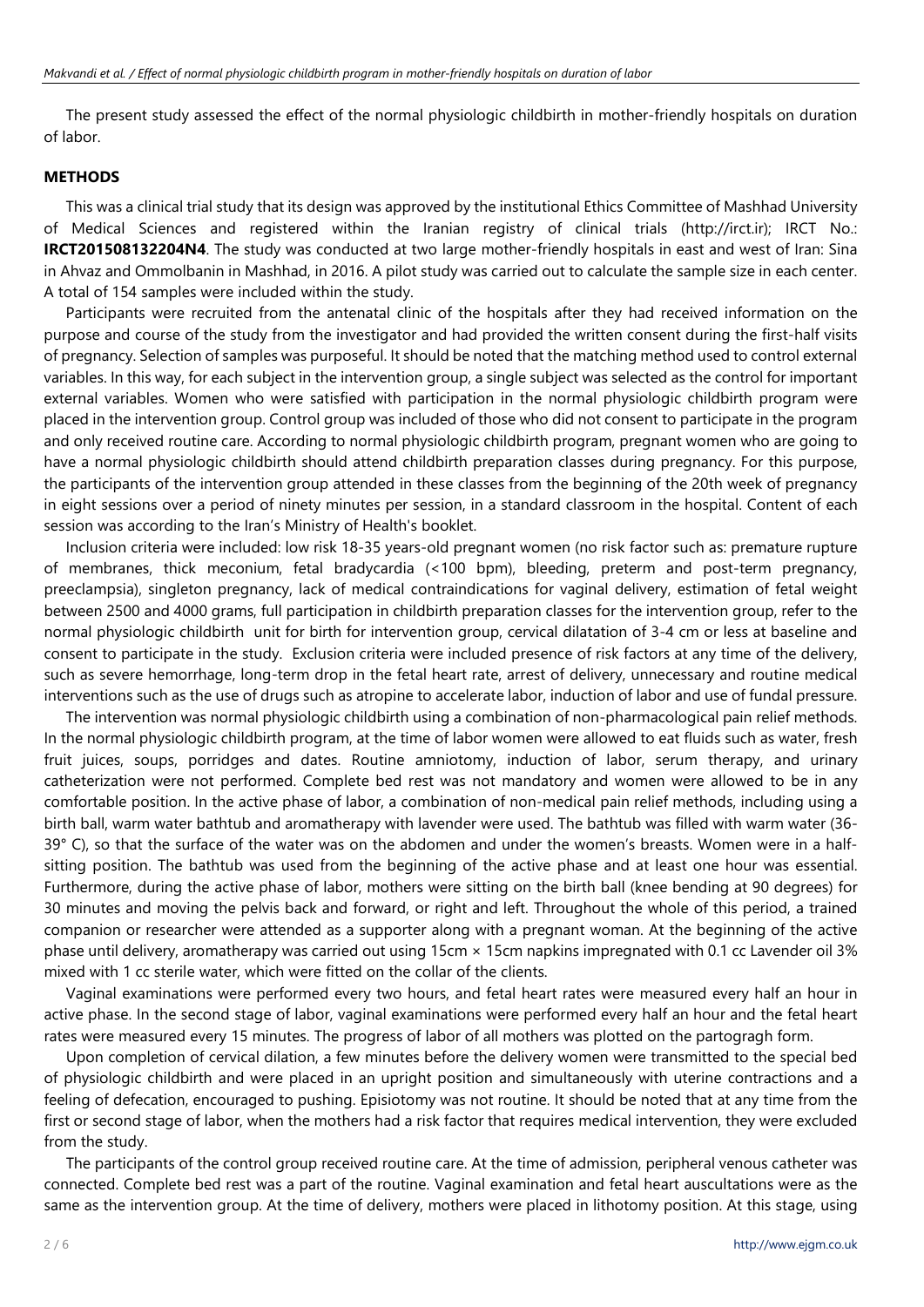The present study assessed the effect of the normal physiologic childbirth in mother-friendly hospitals on duration of labor.

## METHODS

This was a clinical trial study that its design was approved by the institutional Ethics Committee of Mashhad University of Medical Sciences and registered within the Iranian registry of clinical trials (http://irct.ir); IRCT No.: **IRCT201508132204N4**. The study was conducted at two large mother-friendly hospitals in east and west of Iran: Sina in Ahvaz and Ommolbanin in Mashhad, in 2016. A pilot study was carried out to calculate the sample size in each center. A total of 154 samples were included within the study.

Participants were recruited from the antenatal clinic of the hospitals after they had received information on the purpose and course of the study from the investigator and had provided the written consent during the first-half visits of pregnancy. Selection of samples was purposeful. It should be noted that the matching method used to control external variables. In this way, for each subject in the intervention group, a single subject was selected as the control for important external variables. Women who were satisfied with participation in the normal physiologic childbirth program were placed in the intervention group. Control group was included of those who did not consent to participate in the program and only received routine care. According to normal physiologic childbirth program, pregnant women who are going to have a normal physiologic childbirth should attend childbirth preparation classes during pregnancy. For this purpose, the participants of the intervention group attended in these classes from the beginning of the 20th week of pregnancy in eight sessions over a period of ninety minutes per session, in a standard classroom in the hospital. Content of each session was according to the Iran's Ministry of Health's booklet.

Inclusion criteria were included: low risk 18-35 years-old pregnant women (no risk factor such as: premature rupture of membranes, thick meconium, fetal bradycardia (<100 bpm), bleeding, preterm and post-term pregnancy, preeclampsia), singleton pregnancy, lack of medical contraindications for vaginal delivery, estimation of fetal weight between 2500 and 4000 grams, full participation in childbirth preparation classes for the intervention group, refer to the normal physiologic childbirth unit for birth for intervention group, cervical dilatation of 3-4 cm or less at baseline and consent to participate in the study. Exclusion criteria were included presence of risk factors at any time of the delivery, such as severe hemorrhage, long-term drop in the fetal heart rate, arrest of delivery, unnecessary and routine medical interventions such as the use of drugs such as atropine to accelerate labor, induction of labor and use of fundal pressure.

The intervention was normal physiologic childbirth using a combination of non-pharmacological pain relief methods. In the normal physiologic childbirth program, at the time of labor women were allowed to eat fluids such as water, fresh fruit juices, soups, porridges and dates. Routine amniotomy, induction of labor, serum therapy, and urinary catheterization were not performed. Complete bed rest was not mandatory and women were allowed to be in any comfortable position. In the active phase of labor, a combination of non-medical pain relief methods, including using a birth ball, warm water bathtub and aromatherapy with lavender were used. The bathtub was filled with warm water (36-39° C), so that the surface of the water was on the abdomen and under the women's breasts. Women were in a half-sitting position. The bathtub was used from the beginning of the active phase and at least one hour was essential. Furthermore, during the active phase of labor, mothers were sitting on the birth ball (knee bending at 90 degrees) for 30 minutes and moving the pelvis back and forward, or right and left. Throughout the whole of this period, a trained companion or researcher were attended as a supporter along with a pregnant woman. At the beginning of the active phase until delivery, aromatherapy was carried out using 15cm × 15cm napkins impregnated with 0.1 cc Lavender oil 3% mixed with 1 cc sterile water, which were fitted on the collar of the clients.

Vaginal examinations were performed every two hours, and fetal heart rates were measured every half an hour in active phase. In the second stage of labor, vaginal examinations were performed every half an hour and the fetal heart rates were measured every 15 minutes. The progress of labor of all mothers was plotted on the partogragh form.

Upon completion of cervical dilation, a few minutes before the delivery women were transmitted to the special bed of physiologic childbirth and were placed in an upright position and simultaneously with uterine contractions and a feeling of defecation, encouraged to pushing. Episiotomy was not routine. It should be noted that at any time from the first or second stage of labor, when the mothers had a risk factor that requires medical intervention, they were excluded from the study.

The participants of the control group received routine care. At the time of admission, peripheral venous catheter was connected. Complete bed rest was a part of the routine. Vaginal examination and fetal heart auscultations were as the same as the intervention group. At the time of delivery, mothers were placed in lithotomy position. At this stage, using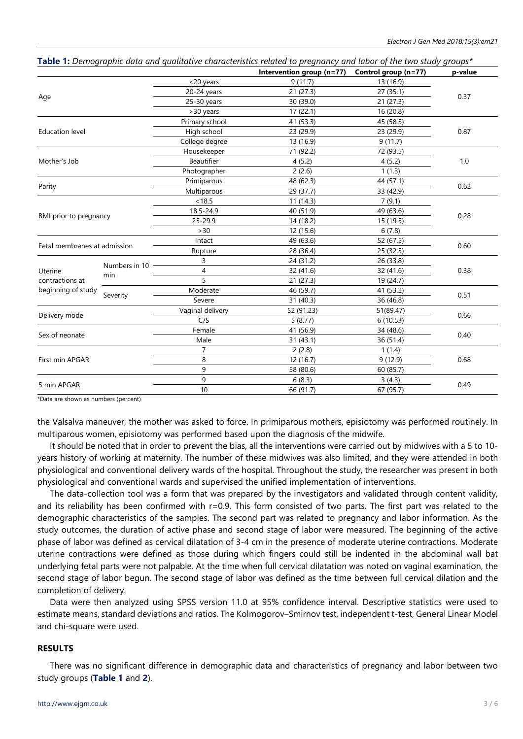**Table 1:** *Demographic data and qualitative characteristics related to pregnancy and labor of the two study groups**

| | | | Intervention group (n=77) | Control group (n=77) | p-value |
|---|---|---|---|---|---|
| Age | | <20 years | 9 (11.7) | 13 (16.9) | 0.37 |
| | | 20-24 years | 21 (27.3) | 27 (35.1) | |
| | | 25-30 years | 30 (39.0) | 21 (27.3) | |
| | | >30 years | 17 (22.1) | 16 (20.8) | |
| Education level | | Primary school | 41 (53.3) | 45 (58.5) | 0.87 |
| | | High school | 23 (29.9) | 23 (29.9) | |
| | | College degree | 13 (16.9) | 9 (11.7) | |
| Mother's Job | | Housekeeper | 71 (92.2) | 72 (93.5) | 1.0 |
| | | Beautifier | 4 (5.2) | 4 (5.2) | |
| | | Photographer | 2 (2.6) | 1 (1.3) | |
| Parity | | Primiparous | 48 (62.3) | 44 (57.1) | 0.62 |
| | | Multiparous | 29 (37.7) | 33 (42.9) | |
| BMI prior to pregnancy | | <18.5 | 11 (14.3) | 7 (9.1) | 0.28 |
| | | 18.5-24.9 | 40 (51.9) | 49 (63.6) | |
| | | 25-29.9 | 14 (18.2) | 15 (19.5) | |
| | | >30 | 12 (15.6) | 6 (7.8) | |
| Fetal membranes at admission | | Intact | 49 (63.6) | 52 (67.5) | 0.60 |
| | | Rupture | 28 (36.4) | 25 (32.5) | |
| Uterine contractions at beginning of study | Numbers in 10 min | 3 | 24 (31.2) | 26 (33.8) | 0.38 |
| | | 4 | 32 (41.6) | 32 (41.6) | |
| | | 5 | 21 (27.3) | 19 (24.7) | |
| | Severity | Moderate | 46 (59.7) | 41 (53.2) | 0.51 |
| | | Severe | 31 (40.3) | 36 (46.8) | |
| Delivery mode | | Vaginal delivery | 52 (91.23) | 51(89.47) | 0.66 |
| | | C/S | 5 (8.77) | 6 (10.53) | |
| Sex of neonate | | Female | 41 (56.9) | 34 (48.6) | 0.40 |
| | | Male | 31 (43.1) | 36 (51.4) | |
| First min APGAR | | 7 | 2 (2.8) | 1 (1.4) | 0.68 |
| | | 8 | 12 (16.7) | 9 (12.9) | |
| | | 9 | 58 (80.6) | 60 (85.7) | |
| 5 min APGAR | | 9 | 6 (8.3) | 3 (4.3) | 0.49 |
| | | 10 | 66 (91.7) | 67 (95.7) | |

*Data are shown as numbers (percent)

the Valsalva maneuver, the mother was asked to force. In primiparous mothers, episiotomy was performed routinely. In multiparous women, episiotomy was performed based upon the diagnosis of the midwife.

It should be noted that in order to prevent the bias, all the interventions were carried out by midwives with a 5 to 10-years history of working at maternity. The number of these midwives was also limited, and they were attended in both physiological and conventional delivery wards of the hospital. Throughout the study, the researcher was present in both physiological and conventional wards and supervised the unified implementation of interventions.

The data-collection tool was a form that was prepared by the investigators and validated through content validity, and its reliability has been confirmed with r=0.9. This form consisted of two parts. The first part was related to the demographic characteristics of the samples. The second part was related to pregnancy and labor information. As the study outcomes, the duration of active phase and second stage of labor were measured. The beginning of the active phase of labor was defined as cervical dilatation of 3-4 cm in the presence of moderate uterine contractions. Moderate uterine contractions were defined as those during which fingers could still be indented in the abdominal wall bat underlying fetal parts were not palpable. At the time when full cervical dilatation was noted on vaginal examination, the second stage of labor begun. The second stage of labor was defined as the time between full cervical dilation and the completion of delivery.

Data were then analyzed using SPSS version 11.0 at 95% confidence interval. Descriptive statistics were used to estimate means, standard deviations and ratios. The Kolmogorov–Smirnov test, independent t-test, General Linear Model and chi-square were used.

## RESULTS

There was no significant difference in demographic data and characteristics of pregnancy and labor between two study groups (**Table 1** and **2**).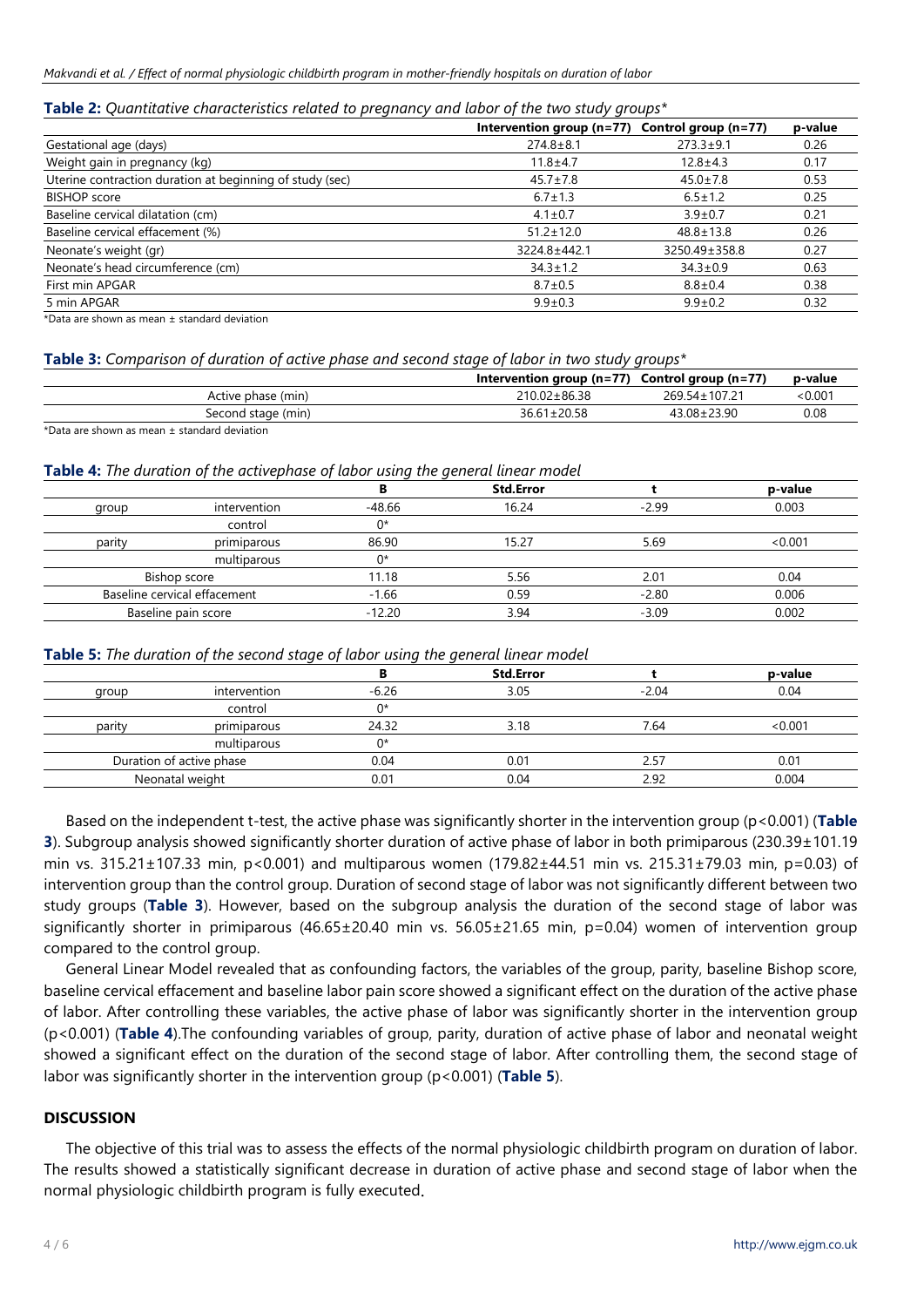**Table 2:** *Quantitative characteristics related to pregnancy and labor of the two study groups**

| | Intervention group (n=77) | Control group (n=77) | p-value |
|---|---|---|---|
| Gestational age (days) | 274.8±8.1 | 273.3±9.1 | 0.26 |
| Weight gain in pregnancy (kg) | 11.8±4.7 | 12.8±4.3 | 0.17 |
| Uterine contraction duration at beginning of study (sec) | 45.7±7.8 | 45.0±7.8 | 0.53 |
| BISHOP score | 6.7±1.3 | 6.5±1.2 | 0.25 |
| Baseline cervical dilatation (cm) | 4.1±0.7 | 3.9±0.7 | 0.21 |
| Baseline cervical effacement (%) | 51.2±12.0 | 48.8±13.8 | 0.26 |
| Neonate's weight (gr) | 3224.8±442.1 | 3250.49±358.8 | 0.27 |
| Neonate's head circumference (cm) | 34.3±1.2 | 34.3±0.9 | 0.63 |
| First min APGAR | 8.7±0.5 | 8.8±0.4 | 0.38 |
| 5 min APGAR | 9.9±0.3 | 9.9±0.2 | 0.32 |

*Data are shown as mean ± standard deviation

**Table 3:** *Comparison of duration of active phase and second stage of labor in two study groups**

| | Intervention group (n=77) | Control group (n=77) | p-value |
|---|---|---|---|
| Active phase (min) | 210.02±86.38 | 269.54±107.21 | <0.001 |
| Second stage (min) | 36.61±20.58 | 43.08±23.90 | 0.08 |

*Data are shown as mean ± standard deviation

**Table 4:** *The duration of the activephase of labor using the general linear model*

| | | B | Std.Error | t | p-value |
|---|---|---|---|---|---|
| group | intervention | -48.66 | 16.24 | -2.99 | 0.003 |
| | control | 0* | | | |
| parity | primiparous | 86.90 | 15.27 | 5.69 | <0.001 |
| | multiparous | 0* | | | |
| Bishop score | | 11.18 | 5.56 | 2.01 | 0.04 |
| Baseline cervical effacement | | -1.66 | 0.59 | -2.80 | 0.006 |
| Baseline pain score | | -12.20 | 3.94 | -3.09 | 0.002 |

**Table 5:** *The duration of the second stage of labor using the general linear model*

| | | B | Std.Error | t | p-value |
|---|---|---|---|---|---|
| group | intervention | -6.26 | 3.05 | -2.04 | 0.04 |
| | control | 0* | | | |
| parity | primiparous | 24.32 | 3.18 | 7.64 | <0.001 |
| | multiparous | 0* | | | |
| Duration of active phase | | 0.04 | 0.01 | 2.57 | 0.01 |
| Neonatal weight | | 0.01 | 0.04 | 2.92 | 0.004 |

Based on the independent t-test, the active phase was significantly shorter in the intervention group ($p<0.001$) (**Table 3**). Subgroup analysis showed significantly shorter duration of active phase of labor in both primiparous (230.39±101.19 min vs. 315.21±107.33 min, $p<0.001$) and multiparous women (179.82±44.51 min vs. 215.31±79.03 min, $p=0.03$) of intervention group than the control group. Duration of second stage of labor was not significantly different between two study groups (**Table 3**). However, based on the subgroup analysis the duration of the second stage of labor was significantly shorter in primiparous (46.65±20.40 min vs. 56.05±21.65 min, $p=0.04$) women of intervention group compared to the control group.

General Linear Model revealed that as confounding factors, the variables of the group, parity, baseline Bishop score, baseline cervical effacement and baseline labor pain score showed a significant effect on the duration of the active phase of labor. After controlling these variables, the active phase of labor was significantly shorter in the intervention group ($p<0.001$) (**Table 4**).The confounding variables of group, parity, duration of active phase of labor and neonatal weight showed a significant effect on the duration of the second stage of labor. After controlling them, the second stage of labor was significantly shorter in the intervention group ($p<0.001$) (**Table 5**).

## DISCUSSION

The objective of this trial was to assess the effects of the normal physiologic childbirth program on duration of labor. The results showed a statistically significant decrease in duration of active phase and second stage of labor when the normal physiologic childbirth program is fully executed.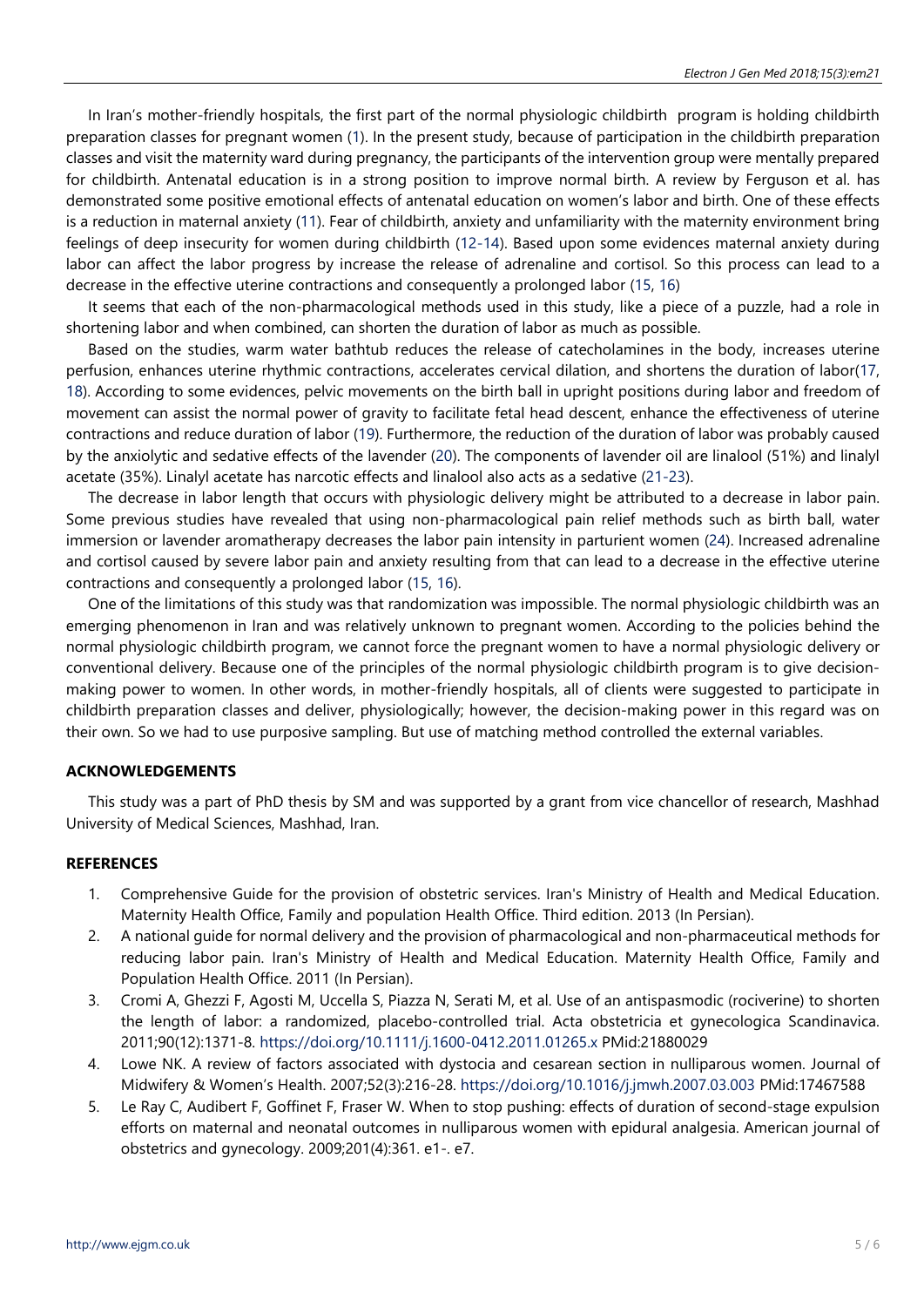In Iran's mother-friendly hospitals, the first part of the normal physiologic childbirth program is holding childbirth preparation classes for pregnant women (1). In the present study, because of participation in the childbirth preparation classes and visit the maternity ward during pregnancy, the participants of the intervention group were mentally prepared for childbirth. Antenatal education is in a strong position to improve normal birth. A review by Ferguson et al. has demonstrated some positive emotional effects of antenatal education on women's labor and birth. One of these effects is a reduction in maternal anxiety (11). Fear of childbirth, anxiety and unfamiliarity with the maternity environment bring feelings of deep insecurity for women during childbirth (12-14). Based upon some evidences maternal anxiety during labor can affect the labor progress by increase the release of adrenaline and cortisol. So this process can lead to a decrease in the effective uterine contractions and consequently a prolonged labor (15, 16)

It seems that each of the non-pharmacological methods used in this study, like a piece of a puzzle, had a role in shortening labor and when combined, can shorten the duration of labor as much as possible.

Based on the studies, warm water bathtub reduces the release of catecholamines in the body, increases uterine perfusion, enhances uterine rhythmic contractions, accelerates cervical dilation, and shortens the duration of labor(17, 18). According to some evidences, pelvic movements on the birth ball in upright positions during labor and freedom of movement can assist the normal power of gravity to facilitate fetal head descent, enhance the effectiveness of uterine contractions and reduce duration of labor (19). Furthermore, the reduction of the duration of labor was probably caused by the anxiolytic and sedative effects of the lavender (20). The components of lavender oil are linalool (51%) and linalyl acetate (35%). Linalyl acetate has narcotic effects and linalool also acts as a sedative (21-23).

The decrease in labor length that occurs with physiologic delivery might be attributed to a decrease in labor pain. Some previous studies have revealed that using non-pharmacological pain relief methods such as birth ball, water immersion or lavender aromatherapy decreases the labor pain intensity in parturient women (24). Increased adrenaline and cortisol caused by severe labor pain and anxiety resulting from that can lead to a decrease in the effective uterine contractions and consequently a prolonged labor (15, 16).

One of the limitations of this study was that randomization was impossible. The normal physiologic childbirth was an emerging phenomenon in Iran and was relatively unknown to pregnant women. According to the policies behind the normal physiologic childbirth program, we cannot force the pregnant women to have a normal physiologic delivery or conventional delivery. Because one of the principles of the normal physiologic childbirth program is to give decision-making power to women. In other words, in mother-friendly hospitals, all of clients were suggested to participate in childbirth preparation classes and deliver, physiologically; however, the decision-making power in this regard was on their own. So we had to use purposive sampling. But use of matching method controlled the external variables.

## ACKNOWLEDGEMENTS

This study was a part of PhD thesis by SM and was supported by a grant from vice chancellor of research, Mashhad University of Medical Sciences, Mashhad, Iran.

## REFERENCES

1. Comprehensive Guide for the provision of obstetric services. Iran's Ministry of Health and Medical Education. Maternity Health Office, Family and population Health Office. Third edition. 2013 (In Persian).
2. A national guide for normal delivery and the provision of pharmacological and non-pharmaceutical methods for reducing labor pain. Iran's Ministry of Health and Medical Education. Maternity Health Office, Family and Population Health Office. 2011 (In Persian).
3. Cromi A, Ghezzi F, Agosti M, Uccella S, Piazza N, Serati M, et al. Use of an antispasmodic (rociverine) to shorten the length of labor: a randomized, placebo-controlled trial. Acta obstetricia et gynecologica Scandinavica. 2011;90(12):1371-8. https://doi.org/10.1111/j.1600-0412.2011.01265.x PMid:21880029
4. Lowe NK. A review of factors associated with dystocia and cesarean section in nulliparous women. Journal of Midwifery & Women's Health. 2007;52(3):216-28. https://doi.org/10.1016/j.jmwh.2007.03.003 PMid:17467588
5. Le Ray C, Audibert F, Goffinet F, Fraser W. When to stop pushing: effects of duration of second-stage expulsion efforts on maternal and neonatal outcomes in nulliparous women with epidural analgesia. American journal of obstetrics and gynecology. 2009;201(4):361. e1-. e7.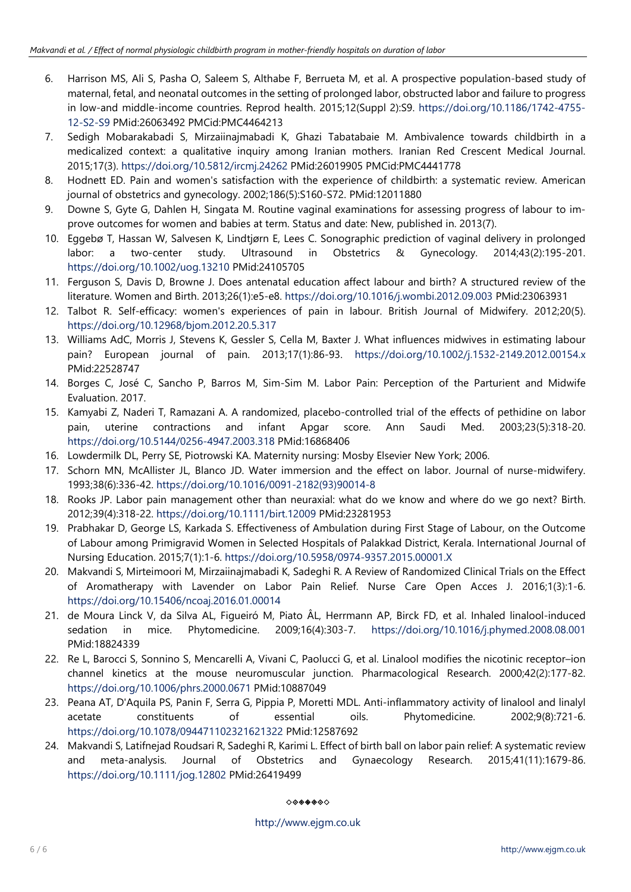6. Harrison MS, Ali S, Pasha O, Saleem S, Althabe F, Berrueta M, et al. A prospective population-based study of maternal, fetal, and neonatal outcomes in the setting of prolonged labor, obstructed labor and failure to progress in low-and middle-income countries. Reprod health. 2015;12(Suppl 2):S9. https://doi.org/10.1186/1742-4755-12-S2-S9 PMid:26063492 PMCid:PMC4464213
7. Sedigh Mobarakabadi S, Mirzaiinajmabadi K, Ghazi Tabatabaie M. Ambivalence towards childbirth in a medicalized context: a qualitative inquiry among Iranian mothers. Iranian Red Crescent Medical Journal. 2015;17(3). https://doi.org/10.5812/ircmj.24262 PMid:26019905 PMCid:PMC4441778
8. Hodnett ED. Pain and women's satisfaction with the experience of childbirth: a systematic review. American journal of obstetrics and gynecology. 2002;186(5):S160-S72. PMid:12011880
9. Downe S, Gyte G, Dahlen H, Singata M. Routine vaginal examinations for assessing progress of labour to improve outcomes for women and babies at term. Status and date: New, published in. 2013(7).
10. Eggebø T, Hassan W, Salvesen K, Lindtjørn E, Lees C. Sonographic prediction of vaginal delivery in prolonged labor: a two-center study. Ultrasound in Obstetrics & Gynecology. 2014;43(2):195-201. https://doi.org/10.1002/uog.13210 PMid:24105705
11. Ferguson S, Davis D, Browne J. Does antenatal education affect labour and birth? A structured review of the literature. Women and Birth. 2013;26(1):e5-e8. https://doi.org/10.1016/j.wombi.2012.09.003 PMid:23063931
12. Talbot R. Self-efficacy: women's experiences of pain in labour. British Journal of Midwifery. 2012;20(5). https://doi.org/10.12968/bjom.2012.20.5.317
13. Williams AdC, Morris J, Stevens K, Gessler S, Cella M, Baxter J. What influences midwives in estimating labour pain? European journal of pain. 2013;17(1):86-93. https://doi.org/10.1002/j.1532-2149.2012.00154.x PMid:22528747
14. Borges C, José C, Sancho P, Barros M, Sim-Sim M. Labor Pain: Perception of the Parturient and Midwife Evaluation. 2017.
15. Kamyabi Z, Naderi T, Ramazani A. A randomized, placebo-controlled trial of the effects of pethidine on labor pain, uterine contractions and infant Apgar score. Ann Saudi Med. 2003;23(5):318-20. https://doi.org/10.5144/0256-4947.2003.318 PMid:16868406
16. Lowdermilk DL, Perry SE, Piotrowski KA. Maternity nursing: Mosby Elsevier New York; 2006.
17. Schorn MN, McAllister JL, Blanco JD. Water immersion and the effect on labor. Journal of nurse-midwifery. 1993;38(6):336-42. https://doi.org/10.1016/0091-2182(93)90014-8
18. Rooks JP. Labor pain management other than neuraxial: what do we know and where do we go next? Birth. 2012;39(4):318-22. https://doi.org/10.1111/birt.12009 PMid:23281953
19. Prabhakar D, George LS, Karkada S. Effectiveness of Ambulation during First Stage of Labour, on the Outcome of Labour among Primigravid Women in Selected Hospitals of Palakkad District, Kerala. International Journal of Nursing Education. 2015;7(1):1-6. https://doi.org/10.5958/0974-9357.2015.00001.X
20. Makvandi S, Mirteimoori M, Mirzaiinajmabadi K, Sadeghi R. A Review of Randomized Clinical Trials on the Effect of Aromatherapy with Lavender on Labor Pain Relief. Nurse Care Open Acces J. 2016;1(3):1-6. https://doi.org/10.15406/ncoaj.2016.01.00014
21. de Moura Linck V, da Silva AL, Figueiró M, Piato ÂL, Herrmann AP, Birck FD, et al. Inhaled linalool-induced sedation in mice. Phytomedicine. 2009;16(4):303-7. https://doi.org/10.1016/j.phymed.2008.08.001 PMid:18824339
22. Re L, Barocci S, Sonnino S, Mencarelli A, Vivani C, Paolucci G, et al. Linalool modifies the nicotinic receptor–ion channel kinetics at the mouse neuromuscular junction. Pharmacological Research. 2000;42(2):177-82. https://doi.org/10.1006/phrs.2000.0671 PMid:10887049
23. Peana AT, D'Aquila PS, Panin F, Serra G, Pippia P, Moretti MDL. Anti-inflammatory activity of linalool and linalyl acetate constituents of essential oils. Phytomedicine. 2002;9(8):721-6. https://doi.org/10.1078/094471102321621322 PMid:12587692
24. Makvandi S, Latifnejad Roudsari R, Sadeghi R, Karimi L. Effect of birth ball on labor pain relief: A systematic review and meta-analysis. Journal of Obstetrics and Gynaecology Research. 2015;41(11):1679-86. https://doi.org/10.1111/jog.12802 PMid:26419499

◇◆◆◆◆◆◇

http://www.ejgm.co.uk